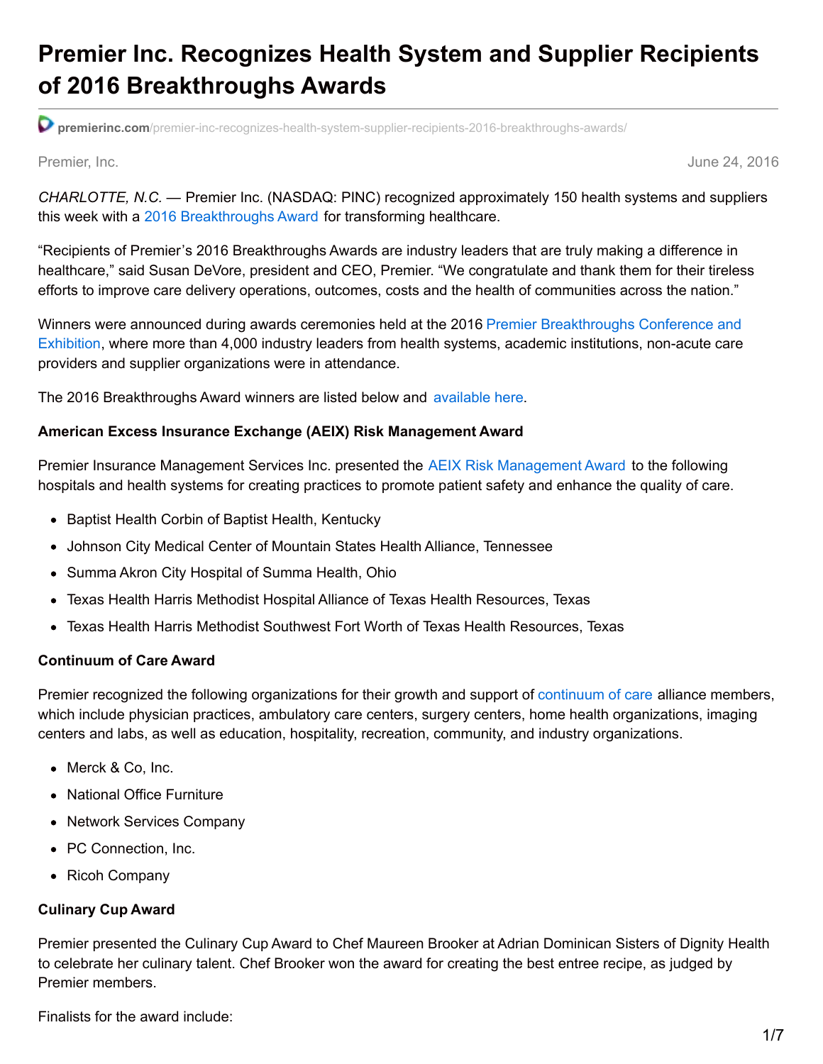# Premier Inc. Recognizes Health System and Supplier Recipients of 2016 Breakthroughs Awards

premierinc.com/premier-inc-recognizes-health-system-supplier-recipients-2016-breakthroughs-awards/

Premier, Inc. June 24, 2016

*CHARLOTTE, N.C.* — Premier Inc. (NASDAQ: PINC) recognized approximately 150 health systems and suppliers this week with a 2016 Breakthroughs Award for transforming healthcare.

“Recipients of Premier’s 2016 Breakthroughs Awards are industry leaders that are truly making a difference in healthcare,” said Susan DeVore, president and CEO, Premier. “We congratulate and thank them for their tireless efforts to improve care delivery operations, outcomes, costs and the health of communities across the nation.”

Winners were announced during awards ceremonies held at the 2016 Premier Breakthroughs Conference and Exhibition, where more than 4,000 industry leaders from health systems, academic institutions, non-acute care providers and supplier organizations were in attendance.

The 2016 Breakthroughs Award winners are listed below and available here.

**American Excess Insurance Exchange (AEIX) Risk Management Award**

Premier Insurance Management Services Inc. presented the AEIX Risk Management Award to the following hospitals and health systems for creating practices to promote patient safety and enhance the quality of care.

- Baptist Health Corbin of Baptist Health, Kentucky
- Johnson City Medical Center of Mountain States Health Alliance, Tennessee
- Summa Akron City Hospital of Summa Health, Ohio
- Texas Health Harris Methodist Hospital Alliance of Texas Health Resources, Texas
- Texas Health Harris Methodist Southwest Fort Worth of Texas Health Resources, Texas

**Continuum of Care Award**

Premier recognized the following organizations for their growth and support of continuum of care alliance members, which include physician practices, ambulatory care centers, surgery centers, home health organizations, imaging centers and labs, as well as education, hospitality, recreation, community, and industry organizations.

- Merck & Co, Inc.
- National Office Furniture
- Network Services Company
- PC Connection, Inc.
- Ricoh Company

**Culinary Cup Award**

Premier presented the Culinary Cup Award to Chef Maureen Brooker at Adrian Dominican Sisters of Dignity Health to celebrate her culinary talent. Chef Brooker won the award for creating the best entree recipe, as judged by Premier members.

Finalists for the award include: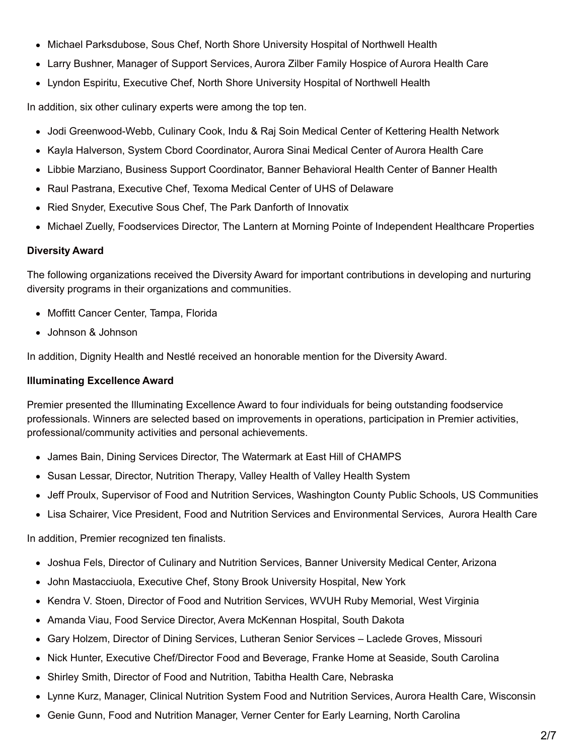- Michael Parksdubose, Sous Chef, North Shore University Hospital of Northwell Health
- Larry Bushner, Manager of Support Services, Aurora Zilber Family Hospice of Aurora Health Care
- Lyndon Espiritu, Executive Chef, North Shore University Hospital of Northwell Health

In addition, six other culinary experts were among the top ten.

- Jodi Greenwood-Webb, Culinary Cook, Indu & Raj Soin Medical Center of Kettering Health Network
- Kayla Halverson, System Cbord Coordinator, Aurora Sinai Medical Center of Aurora Health Care
- Libbie Marziano, Business Support Coordinator, Banner Behavioral Health Center of Banner Health
- Raul Pastrana, Executive Chef, Texoma Medical Center of UHS of Delaware
- Ried Snyder, Executive Sous Chef, The Park Danforth of Innovatix
- Michael Zuelly, Foodservices Director, The Lantern at Morning Pointe of Independent Healthcare Properties

**Diversity Award**

The following organizations received the Diversity Award for important contributions in developing and nurturing diversity programs in their organizations and communities.

- Moffitt Cancer Center, Tampa, Florida
- Johnson & Johnson

In addition, Dignity Health and Nestlé received an honorable mention for the Diversity Award.

**Illuminating Excellence Award**

Premier presented the Illuminating Excellence Award to four individuals for being outstanding foodservice professionals. Winners are selected based on improvements in operations, participation in Premier activities, professional/community activities and personal achievements.

- James Bain, Dining Services Director, The Watermark at East Hill of CHAMPS
- Susan Lessar, Director, Nutrition Therapy, Valley Health of Valley Health System
- Jeff Proulx, Supervisor of Food and Nutrition Services, Washington County Public Schools, US Communities
- Lisa Schairer, Vice President, Food and Nutrition Services and Environmental Services, Aurora Health Care

In addition, Premier recognized ten finalists.

- Joshua Fels, Director of Culinary and Nutrition Services, Banner University Medical Center, Arizona
- John Mastacciuola, Executive Chef, Stony Brook University Hospital, New York
- Kendra V. Stoen, Director of Food and Nutrition Services, WVUH Ruby Memorial, West Virginia
- Amanda Viau, Food Service Director, Avera McKennan Hospital, South Dakota
- Gary Holzem, Director of Dining Services, Lutheran Senior Services – Laclede Groves, Missouri
- Nick Hunter, Executive Chef/Director Food and Beverage, Franke Home at Seaside, South Carolina
- Shirley Smith, Director of Food and Nutrition, Tabitha Health Care, Nebraska
- Lynne Kurz, Manager, Clinical Nutrition System Food and Nutrition Services, Aurora Health Care, Wisconsin
- Genie Gunn, Food and Nutrition Manager, Verner Center for Early Learning, North Carolina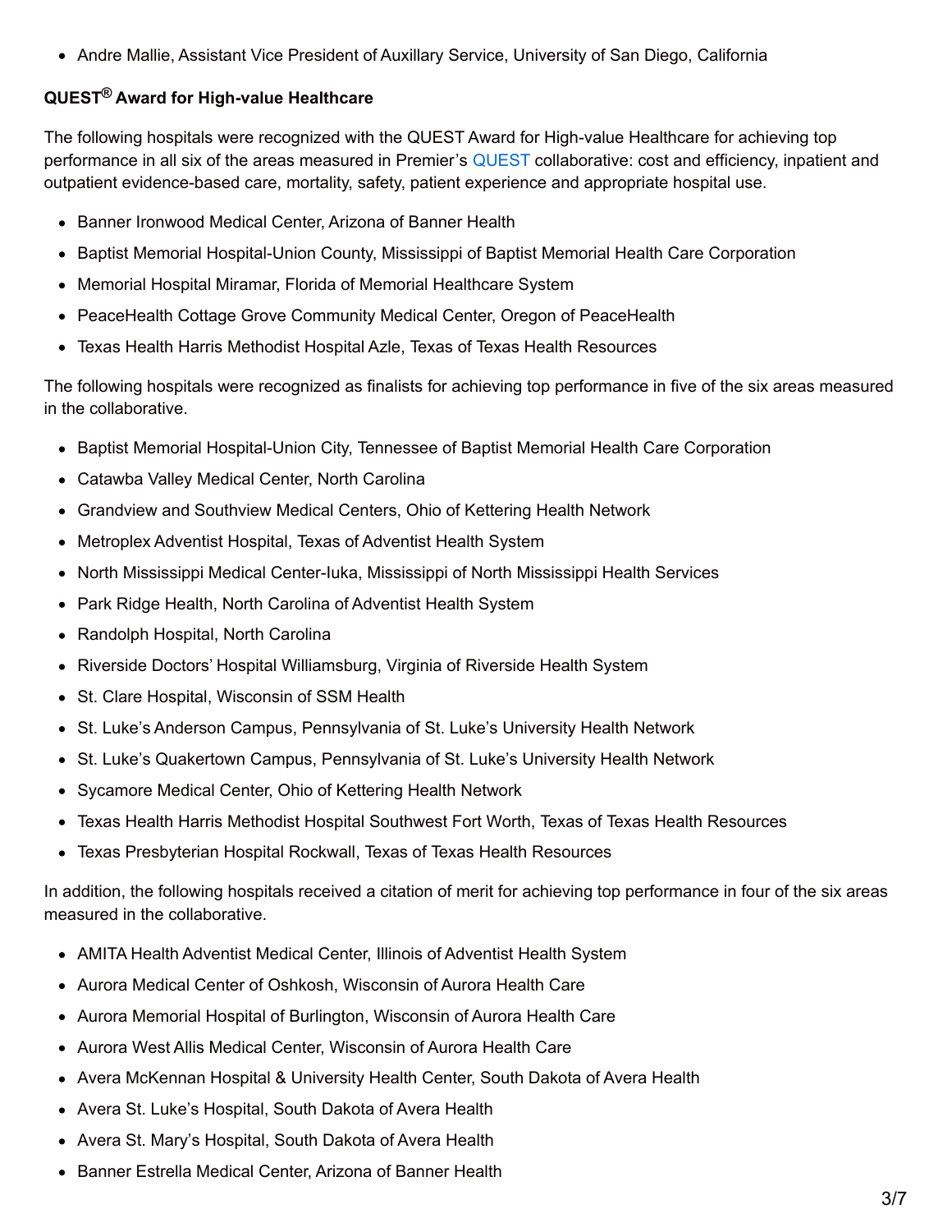- Andre Mallie, Assistant Vice President of Auxillary Service, University of San Diego, California

**QUEST® Award for High-value Healthcare**

The following hospitals were recognized with the QUEST Award for High-value Healthcare for achieving top performance in all six of the areas measured in Premier's QUEST collaborative: cost and efficiency, inpatient and outpatient evidence-based care, mortality, safety, patient experience and appropriate hospital use.

- Banner Ironwood Medical Center, Arizona of Banner Health
- Baptist Memorial Hospital-Union County, Mississippi of Baptist Memorial Health Care Corporation
- Memorial Hospital Miramar, Florida of Memorial Healthcare System
- PeaceHealth Cottage Grove Community Medical Center, Oregon of PeaceHealth
- Texas Health Harris Methodist Hospital Azle, Texas of Texas Health Resources

The following hospitals were recognized as finalists for achieving top performance in five of the six areas measured in the collaborative.

- Baptist Memorial Hospital-Union City, Tennessee of Baptist Memorial Health Care Corporation
- Catawba Valley Medical Center, North Carolina
- Grandview and Southview Medical Centers, Ohio of Kettering Health Network
- Metroplex Adventist Hospital, Texas of Adventist Health System
- North Mississippi Medical Center-Iuka, Mississippi of North Mississippi Health Services
- Park Ridge Health, North Carolina of Adventist Health System
- Randolph Hospital, North Carolina
- Riverside Doctors' Hospital Williamsburg, Virginia of Riverside Health System
- St. Clare Hospital, Wisconsin of SSM Health
- St. Luke's Anderson Campus, Pennsylvania of St. Luke's University Health Network
- St. Luke's Quakertown Campus, Pennsylvania of St. Luke's University Health Network
- Sycamore Medical Center, Ohio of Kettering Health Network
- Texas Health Harris Methodist Hospital Southwest Fort Worth, Texas of Texas Health Resources
- Texas Presbyterian Hospital Rockwall, Texas of Texas Health Resources

In addition, the following hospitals received a citation of merit for achieving top performance in four of the six areas measured in the collaborative.

- AMITA Health Adventist Medical Center, Illinois of Adventist Health System
- Aurora Medical Center of Oshkosh, Wisconsin of Aurora Health Care
- Aurora Memorial Hospital of Burlington, Wisconsin of Aurora Health Care
- Aurora West Allis Medical Center, Wisconsin of Aurora Health Care
- Avera McKennan Hospital & University Health Center, South Dakota of Avera Health
- Avera St. Luke's Hospital, South Dakota of Avera Health
- Avera St. Mary's Hospital, South Dakota of Avera Health
- Banner Estrella Medical Center, Arizona of Banner Health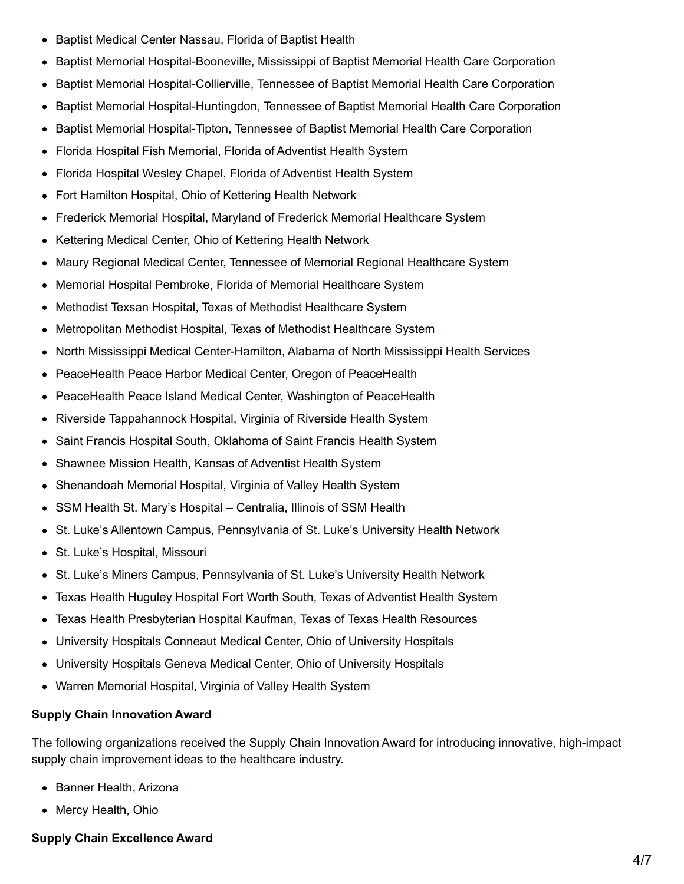- Baptist Medical Center Nassau, Florida of Baptist Health
- Baptist Memorial Hospital-Booneville, Mississippi of Baptist Memorial Health Care Corporation
- Baptist Memorial Hospital-Collierville, Tennessee of Baptist Memorial Health Care Corporation
- Baptist Memorial Hospital-Huntingdon, Tennessee of Baptist Memorial Health Care Corporation
- Baptist Memorial Hospital-Tipton, Tennessee of Baptist Memorial Health Care Corporation
- Florida Hospital Fish Memorial, Florida of Adventist Health System
- Florida Hospital Wesley Chapel, Florida of Adventist Health System
- Fort Hamilton Hospital, Ohio of Kettering Health Network
- Frederick Memorial Hospital, Maryland of Frederick Memorial Healthcare System
- Kettering Medical Center, Ohio of Kettering Health Network
- Maury Regional Medical Center, Tennessee of Memorial Regional Healthcare System
- Memorial Hospital Pembroke, Florida of Memorial Healthcare System
- Methodist Texsan Hospital, Texas of Methodist Healthcare System
- Metropolitan Methodist Hospital, Texas of Methodist Healthcare System
- North Mississippi Medical Center-Hamilton, Alabama of North Mississippi Health Services
- PeaceHealth Peace Harbor Medical Center, Oregon of PeaceHealth
- PeaceHealth Peace Island Medical Center, Washington of PeaceHealth
- Riverside Tappahannock Hospital, Virginia of Riverside Health System
- Saint Francis Hospital South, Oklahoma of Saint Francis Health System
- Shawnee Mission Health, Kansas of Adventist Health System
- Shenandoah Memorial Hospital, Virginia of Valley Health System
- SSM Health St. Mary's Hospital – Centralia, Illinois of SSM Health
- St. Luke's Allentown Campus, Pennsylvania of St. Luke's University Health Network
- St. Luke's Hospital, Missouri
- St. Luke's Miners Campus, Pennsylvania of St. Luke's University Health Network
- Texas Health Huguley Hospital Fort Worth South, Texas of Adventist Health System
- Texas Health Presbyterian Hospital Kaufman, Texas of Texas Health Resources
- University Hospitals Conneaut Medical Center, Ohio of University Hospitals
- University Hospitals Geneva Medical Center, Ohio of University Hospitals
- Warren Memorial Hospital, Virginia of Valley Health System

**Supply Chain Innovation Award**

The following organizations received the Supply Chain Innovation Award for introducing innovative, high-impact supply chain improvement ideas to the healthcare industry.

- Banner Health, Arizona
- Mercy Health, Ohio

**Supply Chain Excellence Award**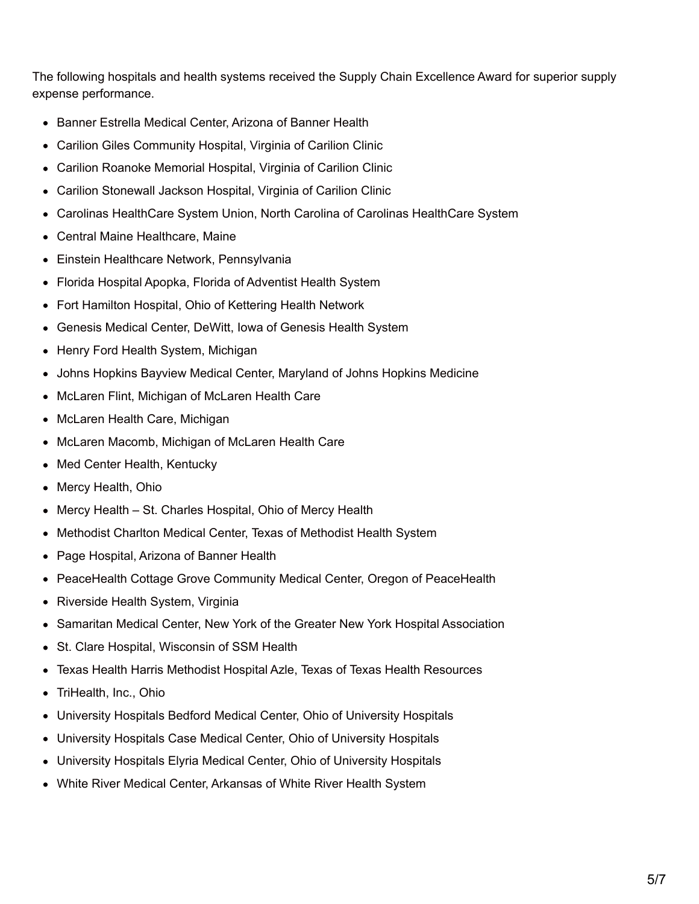The following hospitals and health systems received the Supply Chain Excellence Award for superior supply expense performance.

- Banner Estrella Medical Center, Arizona of Banner Health
- Carilion Giles Community Hospital, Virginia of Carilion Clinic
- Carilion Roanoke Memorial Hospital, Virginia of Carilion Clinic
- Carilion Stonewall Jackson Hospital, Virginia of Carilion Clinic
- Carolinas HealthCare System Union, North Carolina of Carolinas HealthCare System
- Central Maine Healthcare, Maine
- Einstein Healthcare Network, Pennsylvania
- Florida Hospital Apopka, Florida of Adventist Health System
- Fort Hamilton Hospital, Ohio of Kettering Health Network
- Genesis Medical Center, DeWitt, Iowa of Genesis Health System
- Henry Ford Health System, Michigan
- Johns Hopkins Bayview Medical Center, Maryland of Johns Hopkins Medicine
- McLaren Flint, Michigan of McLaren Health Care
- McLaren Health Care, Michigan
- McLaren Macomb, Michigan of McLaren Health Care
- Med Center Health, Kentucky
- Mercy Health, Ohio
- Mercy Health – St. Charles Hospital, Ohio of Mercy Health
- Methodist Charlton Medical Center, Texas of Methodist Health System
- Page Hospital, Arizona of Banner Health
- PeaceHealth Cottage Grove Community Medical Center, Oregon of PeaceHealth
- Riverside Health System, Virginia
- Samaritan Medical Center, New York of the Greater New York Hospital Association
- St. Clare Hospital, Wisconsin of SSM Health
- Texas Health Harris Methodist Hospital Azle, Texas of Texas Health Resources
- TriHealth, Inc., Ohio
- University Hospitals Bedford Medical Center, Ohio of University Hospitals
- University Hospitals Case Medical Center, Ohio of University Hospitals
- University Hospitals Elyria Medical Center, Ohio of University Hospitals
- White River Medical Center, Arkansas of White River Health System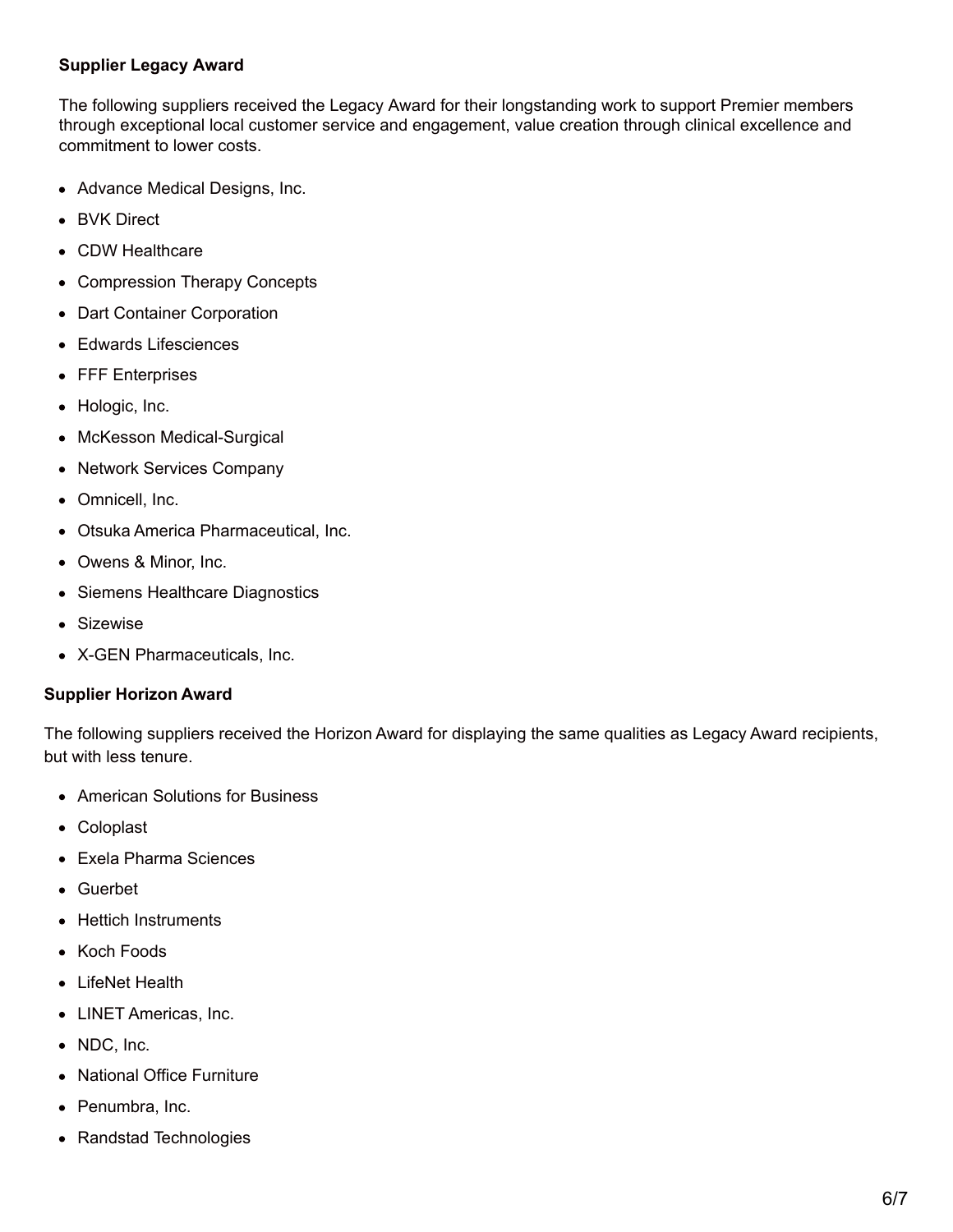**Supplier Legacy Award**

The following suppliers received the Legacy Award for their longstanding work to support Premier members through exceptional local customer service and engagement, value creation through clinical excellence and commitment to lower costs.

- Advance Medical Designs, Inc.
- BVK Direct
- CDW Healthcare
- Compression Therapy Concepts
- Dart Container Corporation
- Edwards Lifesciences
- FFF Enterprises
- Hologic, Inc.
- McKesson Medical-Surgical
- Network Services Company
- Omnicell, Inc.
- Otsuka America Pharmaceutical, Inc.
- Owens & Minor, Inc.
- Siemens Healthcare Diagnostics
- Sizewise
- X-GEN Pharmaceuticals, Inc.

**Supplier Horizon Award**

The following suppliers received the Horizon Award for displaying the same qualities as Legacy Award recipients, but with less tenure.

- American Solutions for Business
- Coloplast
- Exela Pharma Sciences
- Guerbet
- Hettich Instruments
- Koch Foods
- LifeNet Health
- LINET Americas, Inc.
- NDC, Inc.
- National Office Furniture
- Penumbra, Inc.
- Randstad Technologies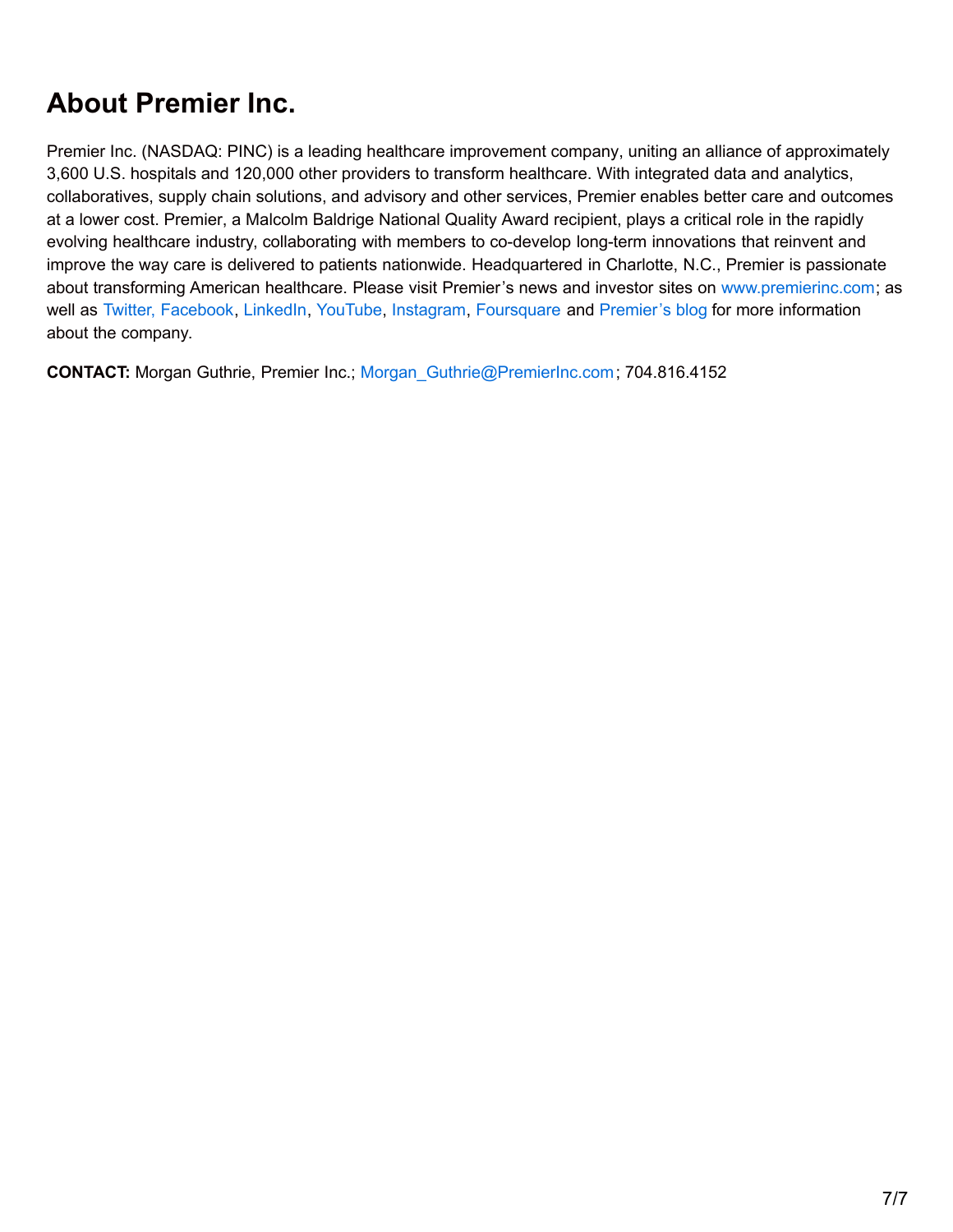# About Premier Inc.

Premier Inc. (NASDAQ: PINC) is a leading healthcare improvement company, uniting an alliance of approximately 3,600 U.S. hospitals and 120,000 other providers to transform healthcare. With integrated data and analytics, collaboratives, supply chain solutions, and advisory and other services, Premier enables better care and outcomes at a lower cost. Premier, a Malcolm Baldrige National Quality Award recipient, plays a critical role in the rapidly evolving healthcare industry, collaborating with members to co-develop long-term innovations that reinvent and improve the way care is delivered to patients nationwide. Headquartered in Charlotte, N.C., Premier is passionate about transforming American healthcare. Please visit Premier's news and investor sites on www.premierinc.com; as well as Twitter, Facebook, LinkedIn, YouTube, Instagram, Foursquare and Premier's blog for more information about the company.

**CONTACT:** Morgan Guthrie, Premier Inc.; Morgan_Guthrie@PremierInc.com; 704.816.4152